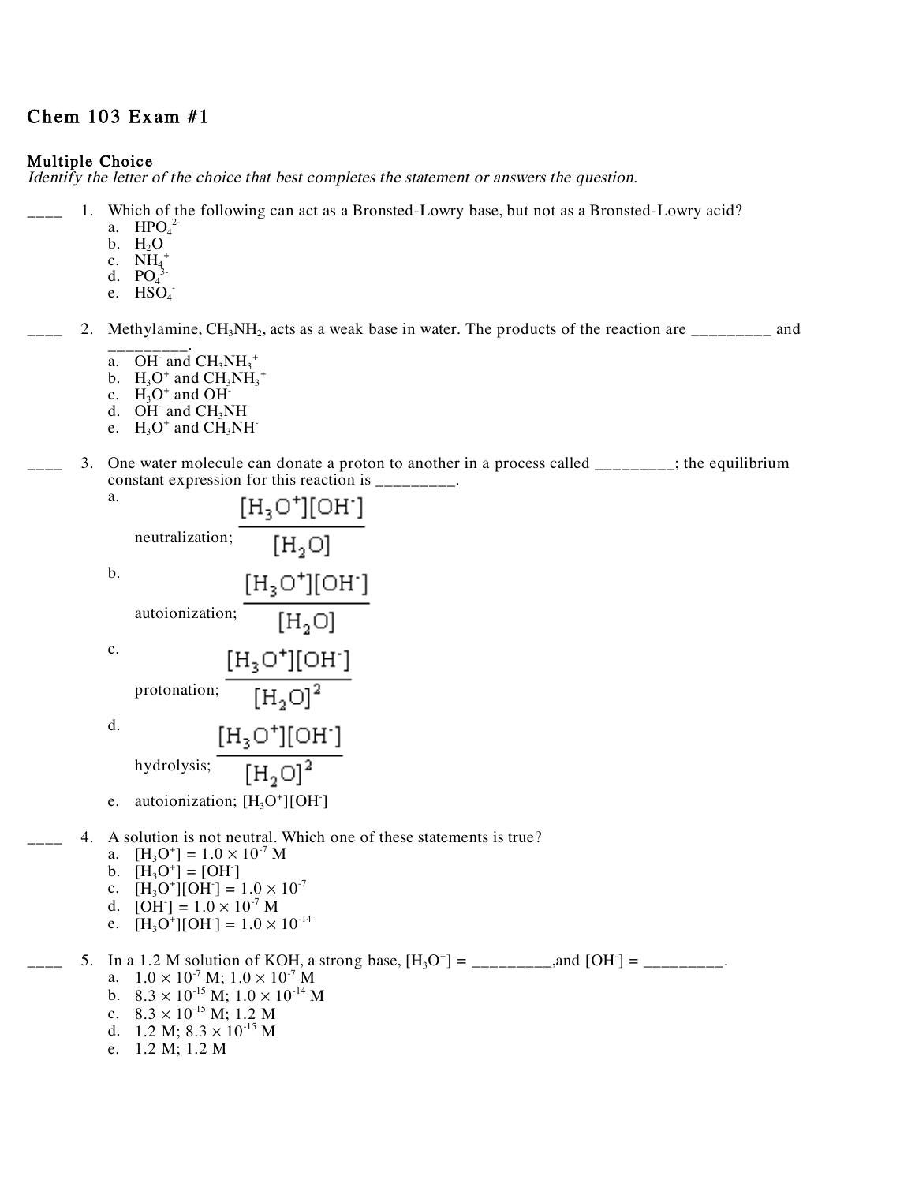# Chem 103 Exam #1

**Multiple Choice**
*Identify the letter of the choice that best completes the statement or answers the question.*

____ 1. Which of the following can act as a Bronsted-Lowry base, but not as a Bronsted-Lowry acid?

a. $HPO_4^{2-}$
b. $H_2O$
c. $NH_4^+$
d. $PO_4^{3-}$
e. $HSO_4^-$

____ 2. Methylamine, $CH_3NH_2$, acts as a weak base in water. The products of the reaction are _________ and _________.

a. $OH^-$ and $CH_3NH_3^+$
b. $H_3O^+$ and $CH_3NH_3^+$
c. $H_3O^+$ and $OH^-$
d. $OH^-$ and $CH_3NH^-$
e. $H_3O^+$ and $CH_3NH^-$

____ 3. One water molecule can donate a proton to another in a process called _________; the equilibrium constant expression for this reaction is _________.

a. neutralization; $\dfrac{[H_3O^+][OH^-]}{[H_2O]}$

b. autoionization; $\dfrac{[H_3O^+][OH^-]}{[H_2O]}$

c. protonation; $\dfrac{[H_3O^+][OH^-]}{[H_2O]^2}$

d. hydrolysis; $\dfrac{[H_3O^+][OH^-]}{[H_2O]^2}$

e. autoionization; $[H_3O^+][OH^-]$

____ 4. A solution is not neutral. Which one of these statements is true?

a. $[H_3O^+] = 1.0 \times 10^{-7}$ M
b. $[H_3O^+] = [OH^-]$
c. $[H_3O^+][OH^-] = 1.0 \times 10^{-7}$
d. $[OH^-] = 1.0 \times 10^{-7}$ M
e. $[H_3O^+][OH^-] = 1.0 \times 10^{-14}$

____ 5. In a 1.2 M solution of KOH, a strong base, $[H_3O^+]$ = _________,and $[OH^-]$ = _________.

a. $1.0 \times 10^{-7}$ M; $1.0 \times 10^{-7}$ M
b. $8.3 \times 10^{-15}$ M; $1.0 \times 10^{-14}$ M
c. $8.3 \times 10^{-15}$ M; 1.2 M
d. 1.2 M; $8.3 \times 10^{-15}$ M
e. 1.2 M; 1.2 M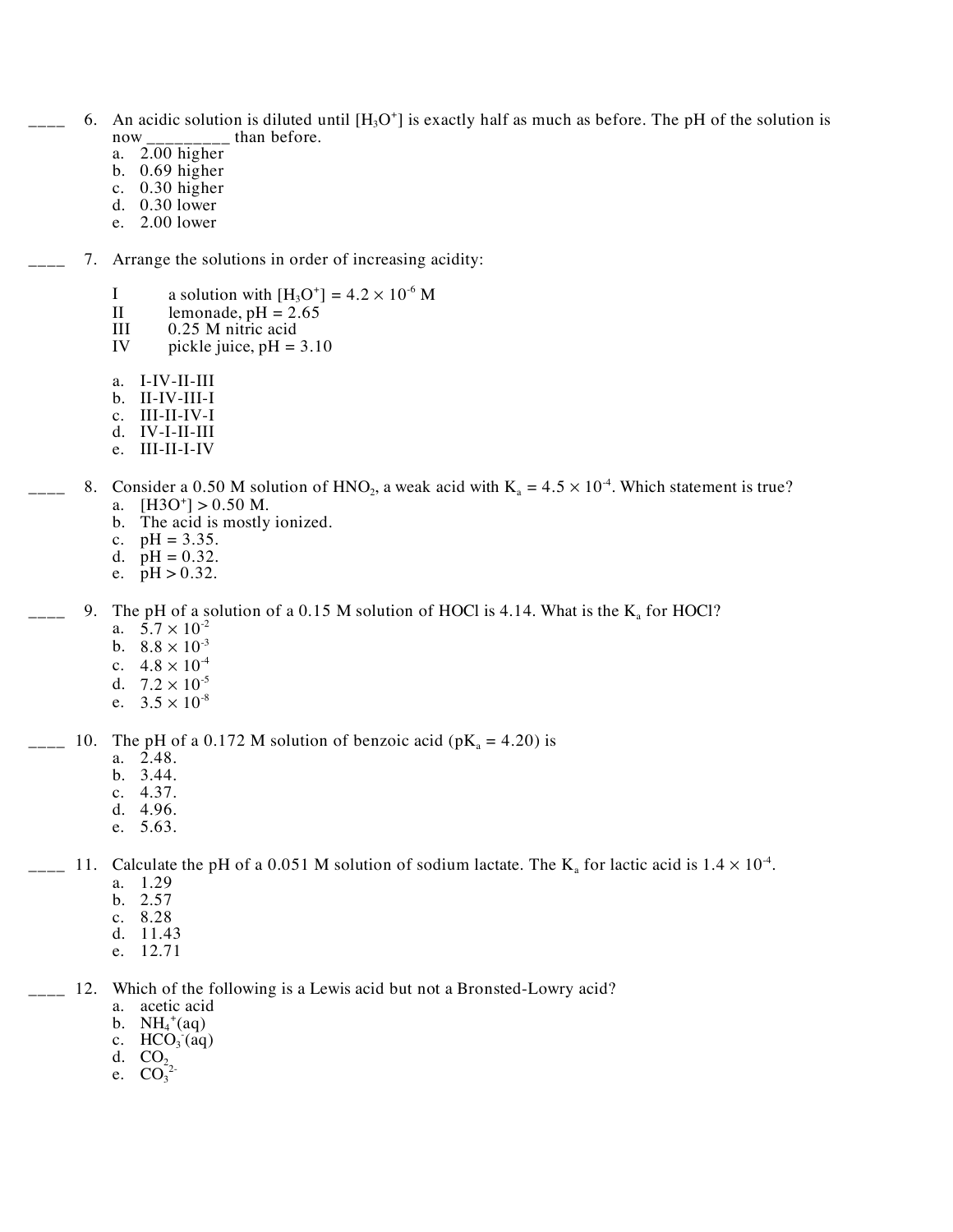____ 6. An acidic solution is diluted until $[H_3O^+]$ is exactly half as much as before. The pH of the solution is now_________ than before.

a. 2.00 higher
b. 0.69 higher
c. 0.30 higher
d. 0.30 lower
e. 2.00 lower

____ 7. Arrange the solutions in order of increasing acidity:

I a solution with $[H_3O^+] = 4.2 \times 10^{-6}$ M
II lemonade, pH = 2.65
III 0.25 M nitric acid
IV pickle juice, pH = 3.10

a. I-IV-II-III
b. II-IV-III-I
c. III-II-IV-I
d. IV-I-II-III
e. III-II-I-IV

____ 8. Consider a 0.50 M solution of $HNO_2$, a weak acid with $K_a = 4.5 \times 10^{-4}$. Which statement is true?

a. $[H3O^+] > 0.50$ M.
b. The acid is mostly ionized.
c. pH = 3.35.
d. pH = 0.32.
e. pH > 0.32.

____ 9. The pH of a solution of a 0.15 M solution of HOCl is 4.14. What is the $K_a$ for HOCl?

a. $5.7 \times 10^{-2}$
b. $8.8 \times 10^{-3}$
c. $4.8 \times 10^{-4}$
d. $7.2 \times 10^{-5}$
e. $3.5 \times 10^{-8}$

____ 10. The pH of a 0.172 M solution of benzoic acid ($pK_a$ = 4.20) is

a. 2.48.
b. 3.44.
c. 4.37.
d. 4.96.
e. 5.63.

____ 11. Calculate the pH of a 0.051 M solution of sodium lactate. The $K_a$ for lactic acid is $1.4 \times 10^{-4}$.

a. 1.29
b. 2.57
c. 8.28
d. 11.43
e. 12.71

____ 12. Which of the following is a Lewis acid but not a Bronsted-Lowry acid?

a. acetic acid
b. $NH_4^+(aq)$
c. $HCO_3^-(aq)$
d. $CO_2$
e. $CO_3^{2-}$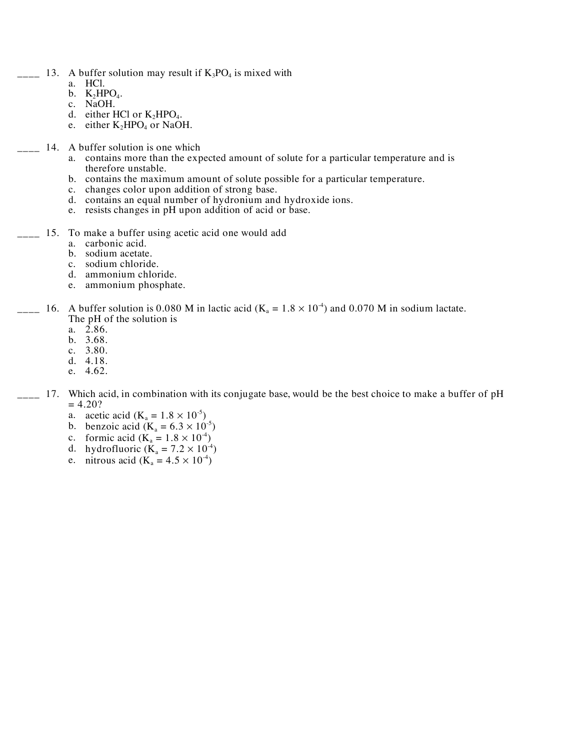____ 13. A buffer solution may result if $K_3PO_4$ is mixed with

a. HCl.
b. $K_2HPO_4$.
c. NaOH.
d. either HCl or $K_2HPO_4$.
e. either $K_2HPO_4$ or NaOH.

____ 14. A buffer solution is one which

a. contains more than the expected amount of solute for a particular temperature and is therefore unstable.
b. contains the maximum amount of solute possible for a particular temperature.
c. changes color upon addition of strong base.
d. contains an equal number of hydronium and hydroxide ions.
e. resists changes in pH upon addition of acid or base.

____ 15. To make a buffer using acetic acid one would add

a. carbonic acid.
b. sodium acetate.
c. sodium chloride.
d. ammonium chloride.
e. ammonium phosphate.

____ 16. A buffer solution is 0.080 M in lactic acid ($K_a = 1.8 \times 10^{-4}$) and 0.070 M in sodium lactate. The pH of the solution is

a. 2.86.
b. 3.68.
c. 3.80.
d. 4.18.
e. 4.62.

____ 17. Which acid, in combination with its conjugate base, would be the best choice to make a buffer of pH = 4.20?

a. acetic acid ($K_a = 1.8 \times 10^{-5}$)
b. benzoic acid ($K_a = 6.3 \times 10^{-5}$)
c. formic acid ($K_a = 1.8 \times 10^{-4}$)
d. hydrofluoric ($K_a = 7.2 \times 10^{-4}$)
e. nitrous acid ($K_a = 4.5 \times 10^{-4}$)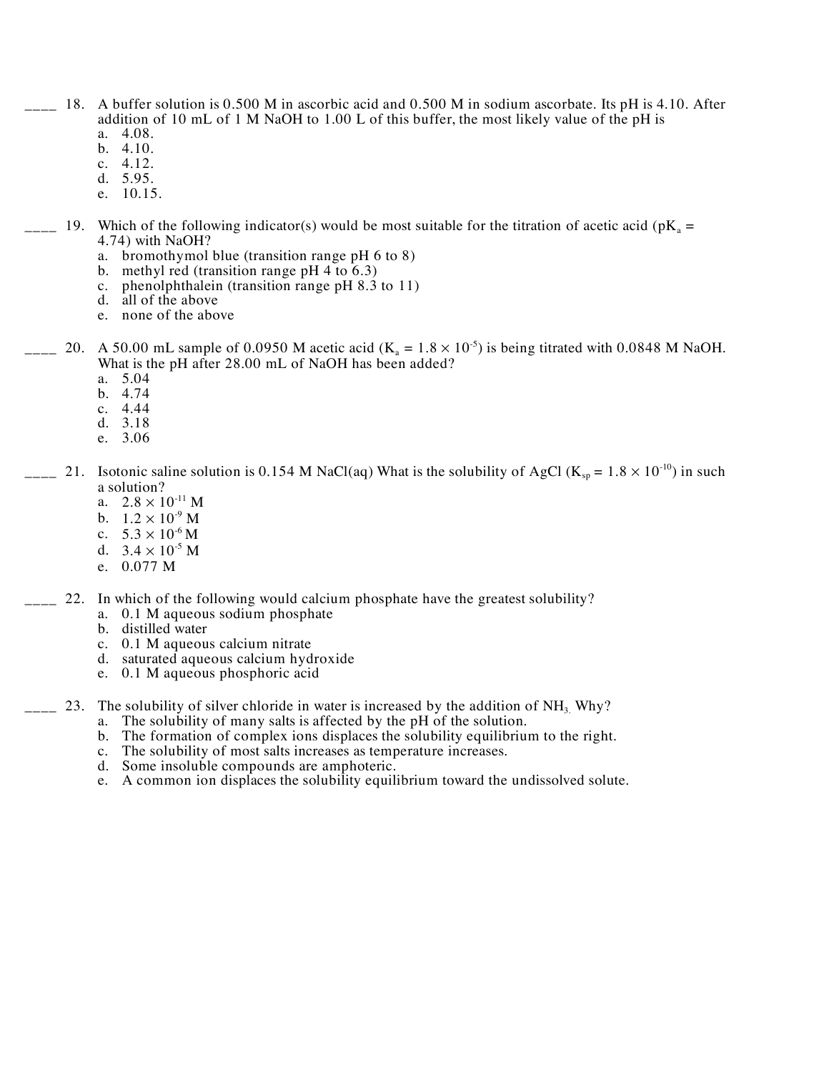____ 18. A buffer solution is 0.500 M in ascorbic acid and 0.500 M in sodium ascorbate. Its pH is 4.10. After addition of 10 mL of 1 M NaOH to 1.00 L of this buffer, the most likely value of the pH is

a. 4.08.
b. 4.10.
c. 4.12.
d. 5.95.
e. 10.15.

____ 19. Which of the following indicator(s) would be most suitable for the titration of acetic acid ($pK_a$ = 4.74) with NaOH?

a. bromothymol blue (transition range pH 6 to 8)
b. methyl red (transition range pH 4 to 6.3)
c. phenolphthalein (transition range pH 8.3 to 11)
d. all of the above
e. none of the above

____ 20. A 50.00 mL sample of 0.0950 M acetic acid ($K_a = 1.8 \times 10^{-5}$) is being titrated with 0.0848 M NaOH. What is the pH after 28.00 mL of NaOH has been added?

a. 5.04
b. 4.74
c. 4.44
d. 3.18
e. 3.06

____ 21. Isotonic saline solution is 0.154 M NaCl(aq) What is the solubility of AgCl ($K_{sp} = 1.8 \times 10^{-10}$) in such a solution?

a. $2.8 \times 10^{-11}$ M
b. $1.2 \times 10^{-9}$ M
c. $5.3 \times 10^{-6}$ M
d. $3.4 \times 10^{-5}$ M
e. 0.077 M

____ 22. In which of the following would calcium phosphate have the greatest solubility?

a. 0.1 M aqueous sodium phosphate
b. distilled water
c. 0.1 M aqueous calcium nitrate
d. saturated aqueous calcium hydroxide
e. 0.1 M aqueous phosphoric acid

____ 23. The solubility of silver chloride in water is increased by the addition of $NH_3$. Why?

a. The solubility of many salts is affected by the pH of the solution.
b. The formation of complex ions displaces the solubility equilibrium to the right.
c. The solubility of most salts increases as temperature increases.
d. Some insoluble compounds are amphoteric.
e. A common ion displaces the solubility equilibrium toward the undissolved solute.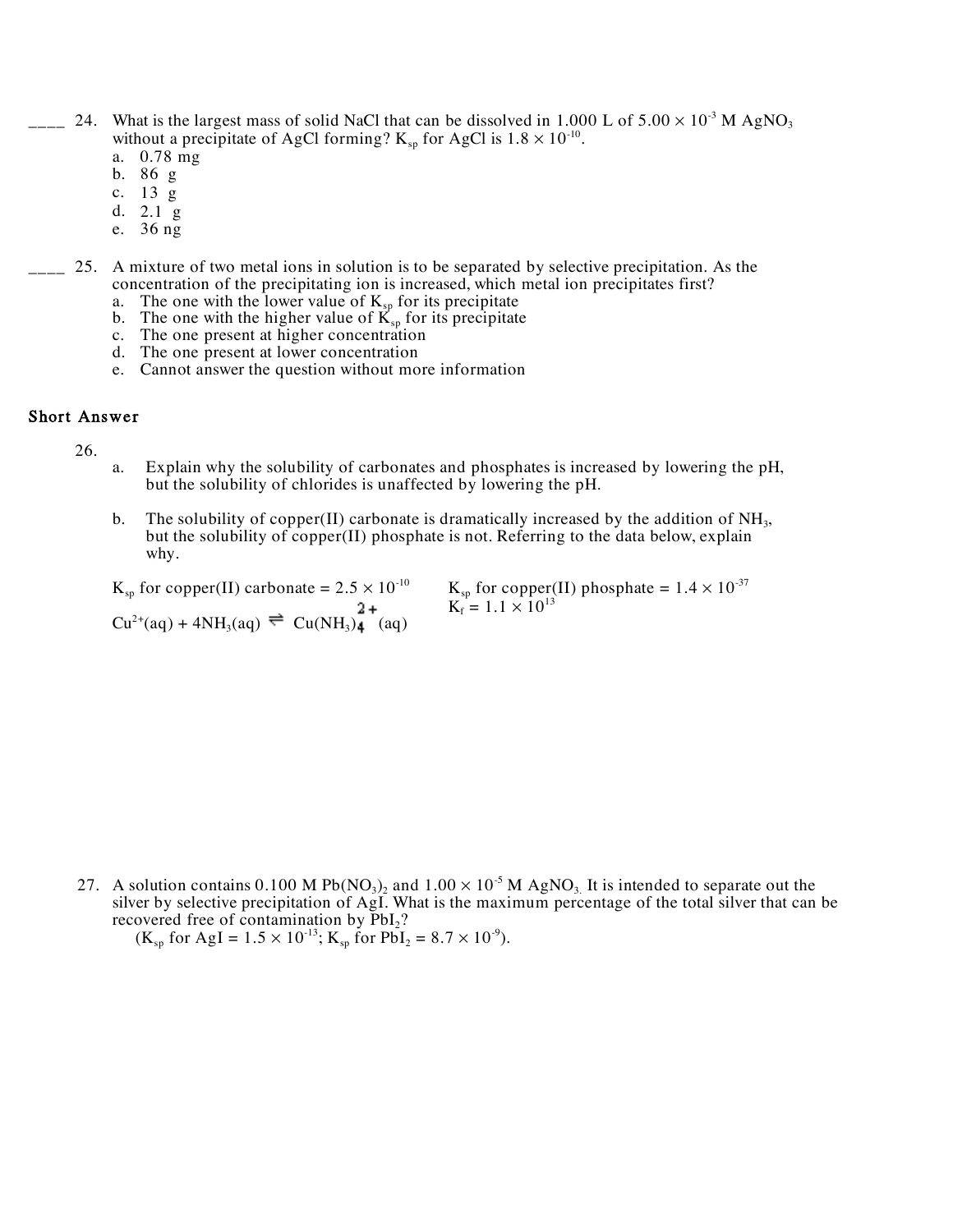____ 24. What is the largest mass of solid NaCl that can be dissolved in 1.000 L of $5.00 \times 10^{-3}$ M $AgNO_3$ without a precipitate of AgCl forming? $K_{sp}$ for AgCl is $1.8 \times 10^{-10}$.

a. 0.78 mg
b. 86 g
c. 13 g
d. 2.1 g
e. 36 ng

____ 25. A mixture of two metal ions in solution is to be separated by selective precipitation. As the concentration of the precipitating ion is increased, which metal ion precipitates first?

a. The one with the lower value of $K_{sp}$ for its precipitate
b. The one with the higher value of $K_{sp}$ for its precipitate
c. The one present at higher concentration
d. The one present at lower concentration
e. Cannot answer the question without more information

## Short Answer

26.

a. Explain why the solubility of carbonates and phosphates is increased by lowering the pH, but the solubility of chlorides is unaffected by lowering the pH.

b. The solubility of copper(II) carbonate is dramatically increased by the addition of $NH_3$, but the solubility of copper(II) phosphate is not. Referring to the data below, explain why.

$K_{sp}$ for copper(II) carbonate = $2.5 \times 10^{-10}$

$K_{sp}$ for copper(II) phosphate = $1.4 \times 10^{-37}$

$Cu^{2+}(aq) + 4NH_3(aq) \rightleftharpoons Cu(NH_3)_4^{2+}(aq)$

$K_f = 1.1 \times 10^{13}$

27. A solution contains 0.100 M $Pb(NO_3)_2$ and $1.00 \times 10^{-5}$ M $AgNO_3$. It is intended to separate out the silver by selective precipitation of AgI. What is the maximum percentage of the total silver that can be recovered free of contamination by $PbI_2$?
($K_{sp}$ for AgI = $1.5 \times 10^{-13}$; $K_{sp}$ for $PbI_2$ = $8.7 \times 10^{-9}$).